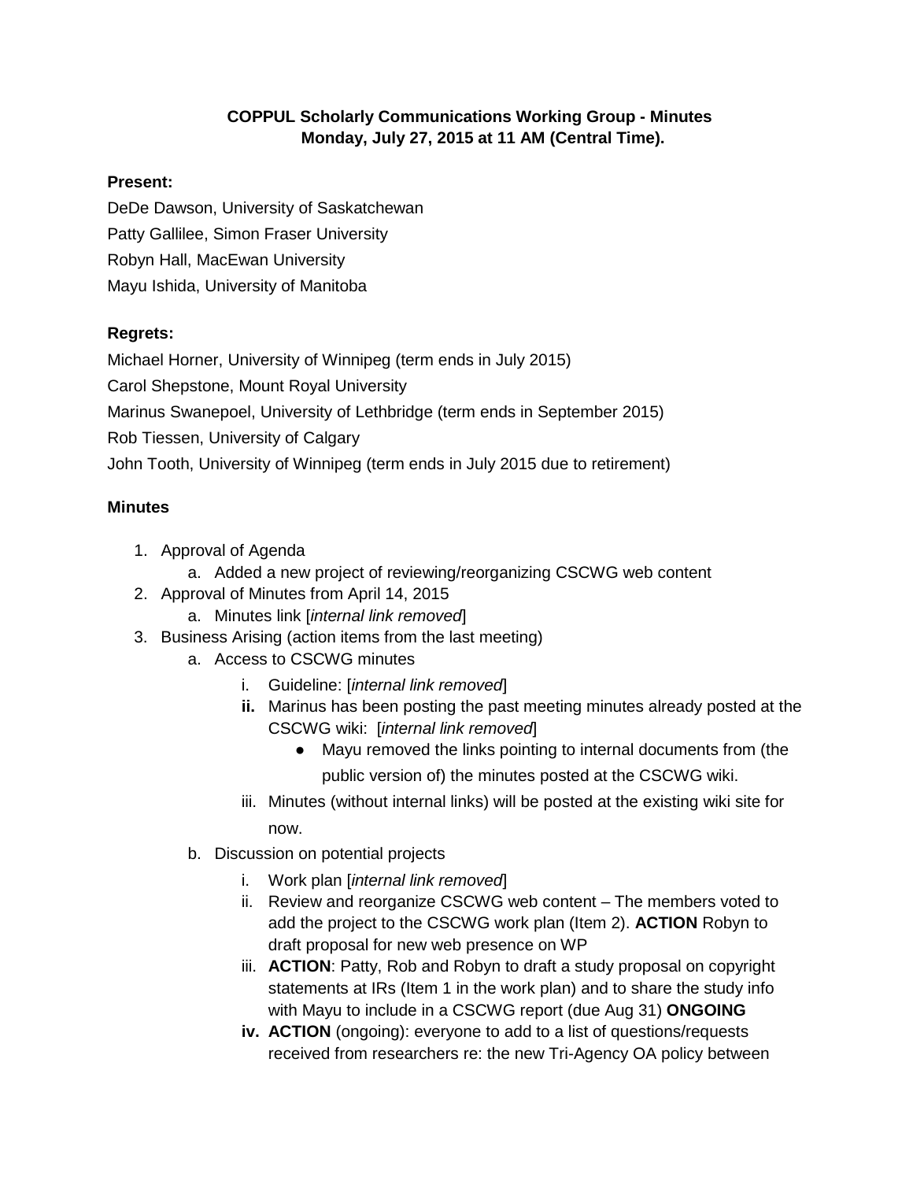**COPPUL Scholarly Communications Working Group - Minutes**
**Monday, July 27, 2015 at 11 AM (Central Time).**

**Present:**

DeDe Dawson, University of Saskatchewan
Patty Gallilee, Simon Fraser University
Robyn Hall, MacEwan University
Mayu Ishida, University of Manitoba

**Regrets:**

Michael Horner, University of Winnipeg (term ends in July 2015)
Carol Shepstone, Mount Royal University
Marinus Swanepoel, University of Lethbridge (term ends in September 2015)
Rob Tiessen, University of Calgary
John Tooth, University of Winnipeg (term ends in July 2015 due to retirement)

**Minutes**

1. Approval of Agenda
   a. Added a new project of reviewing/reorganizing CSCWG web content
2. Approval of Minutes from April 14, 2015
   a. Minutes link [*internal link removed*]
3. Business Arising (action items from the last meeting)
   a. Access to CSCWG minutes
      i. Guideline: [*internal link removed*]
      **ii.** Marinus has been posting the past meeting minutes already posted at the CSCWG wiki: [*internal link removed*]
         - Mayu removed the links pointing to internal documents from (the public version of) the minutes posted at the CSCWG wiki.
      iii. Minutes (without internal links) will be posted at the existing wiki site for now.
   b. Discussion on potential projects
      i. Work plan [*internal link removed*]
      ii. Review and reorganize CSCWG web content – The members voted to add the project to the CSCWG work plan (Item 2). **ACTION** Robyn to draft proposal for new web presence on WP
      iii. **ACTION**: Patty, Rob and Robyn to draft a study proposal on copyright statements at IRs (Item 1 in the work plan) and to share the study info with Mayu to include in a CSCWG report (due Aug 31) **ONGOING**
      **iv.** **ACTION** (ongoing): everyone to add to a list of questions/requests received from researchers re: the new Tri-Agency OA policy between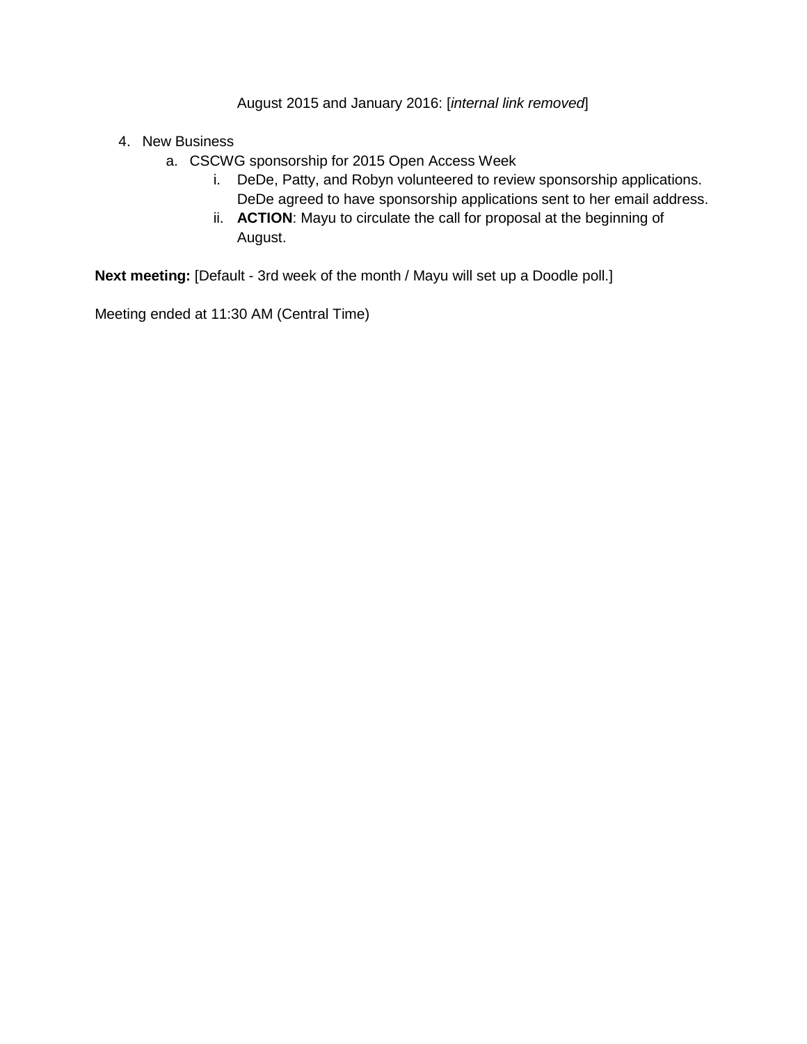August 2015 and January 2016: [*internal link removed*]

4. New Business
    a. CSCWG sponsorship for 2015 Open Access Week
        i. DeDe, Patty, and Robyn volunteered to review sponsorship applications. DeDe agreed to have sponsorship applications sent to her email address.
        ii. **ACTION**: Mayu to circulate the call for proposal at the beginning of August.

**Next meeting:** [Default - 3rd week of the month / Mayu will set up a Doodle poll.]

Meeting ended at 11:30 AM (Central Time)